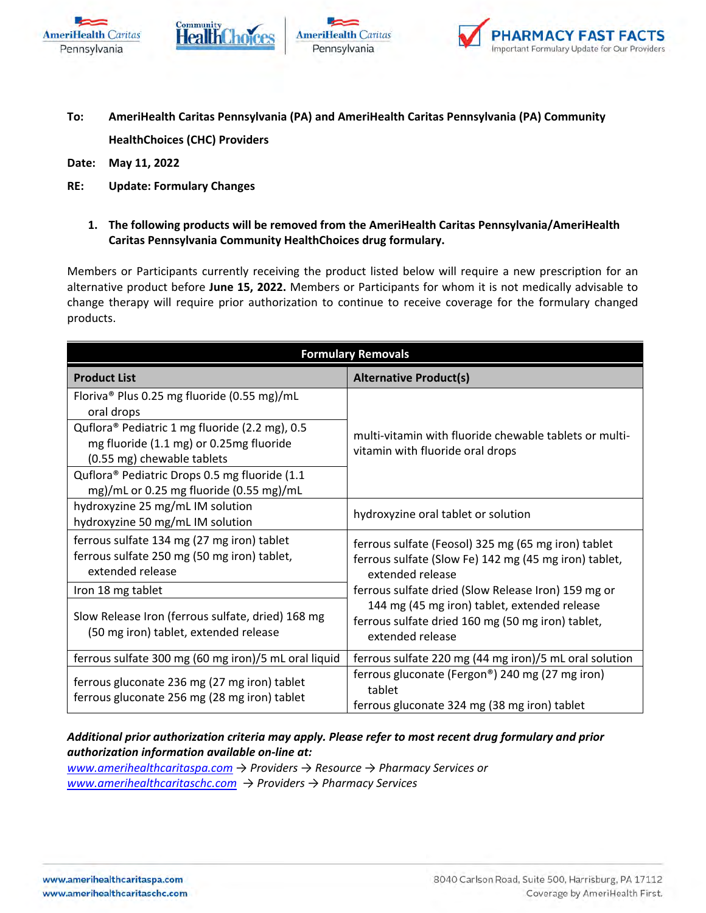**To:** AmeriHealth Caritas Pennsylvania (PA) and AmeriHealth Caritas Pennsylvania (PA) Community HealthChoices (CHC) Providers

**Date:** May 11, 2022

**RE:** Update: Formulary Changes

1. **The following products will be removed from the AmeriHealth Caritas Pennsylvania/AmeriHealth Caritas Pennsylvania Community HealthChoices drug formulary.**

Members or Participants currently receiving the product listed below will require a new prescription for an alternative product before **June 15, 2022.** Members or Participants for whom it is not medically advisable to change therapy will require prior authorization to continue to receive coverage for the formulary changed products.

| **Formulary Removals** | |
|---|---|
| **Product List** | **Alternative Product(s)** |
| Floriva® Plus 0.25 mg fluoride (0.55 mg)/mL oral drops<br>Quflora® Pediatric 1 mg fluoride (2.2 mg), 0.5 mg fluoride (1.1 mg) or 0.25mg fluoride (0.55 mg) chewable tablets<br>Quflora® Pediatric Drops 0.5 mg fluoride (1.1 mg)/mL or 0.25 mg fluoride (0.55 mg)/mL | multi-vitamin with fluoride chewable tablets or multi-vitamin with fluoride oral drops |
| hydroxyzine 25 mg/mL IM solution<br>hydroxyzine 50 mg/mL IM solution | hydroxyzine oral tablet or solution |
| ferrous sulfate 134 mg (27 mg iron) tablet<br>ferrous sulfate 250 mg (50 mg iron) tablet, extended release<br>Iron 18 mg tablet<br>Slow Release Iron (ferrous sulfate, dried) 168 mg (50 mg iron) tablet, extended release | ferrous sulfate (Feosol) 325 mg (65 mg iron) tablet<br>ferrous sulfate (Slow Fe) 142 mg (45 mg iron) tablet, extended release<br>ferrous sulfate dried (Slow Release Iron) 159 mg or 144 mg (45 mg iron) tablet, extended release<br>ferrous sulfate dried 160 mg (50 mg iron) tablet, extended release |
| ferrous sulfate 300 mg (60 mg iron)/5 mL oral liquid | ferrous sulfate 220 mg (44 mg iron)/5 mL oral solution |
| ferrous gluconate 236 mg (27 mg iron) tablet<br>ferrous gluconate 256 mg (28 mg iron) tablet | ferrous gluconate (Fergon®) 240 mg (27 mg iron) tablet<br>ferrous gluconate 324 mg (38 mg iron) tablet |

***Additional prior authorization criteria may apply. Please refer to most recent drug formulary and prior authorization information available on-line at:***

*www.amerihealthcaritaspa.com → Providers → Resource → Pharmacy Services or*
*www.amerihealthcaritaschc.com → Providers → Pharmacy Services*

www.amerihealthcaritaspa.com
www.amerihealthcaritaschc.com

8040 Carlson Road, Suite 500, Harrisburg, PA 17112
Coverage by AmeriHealth First.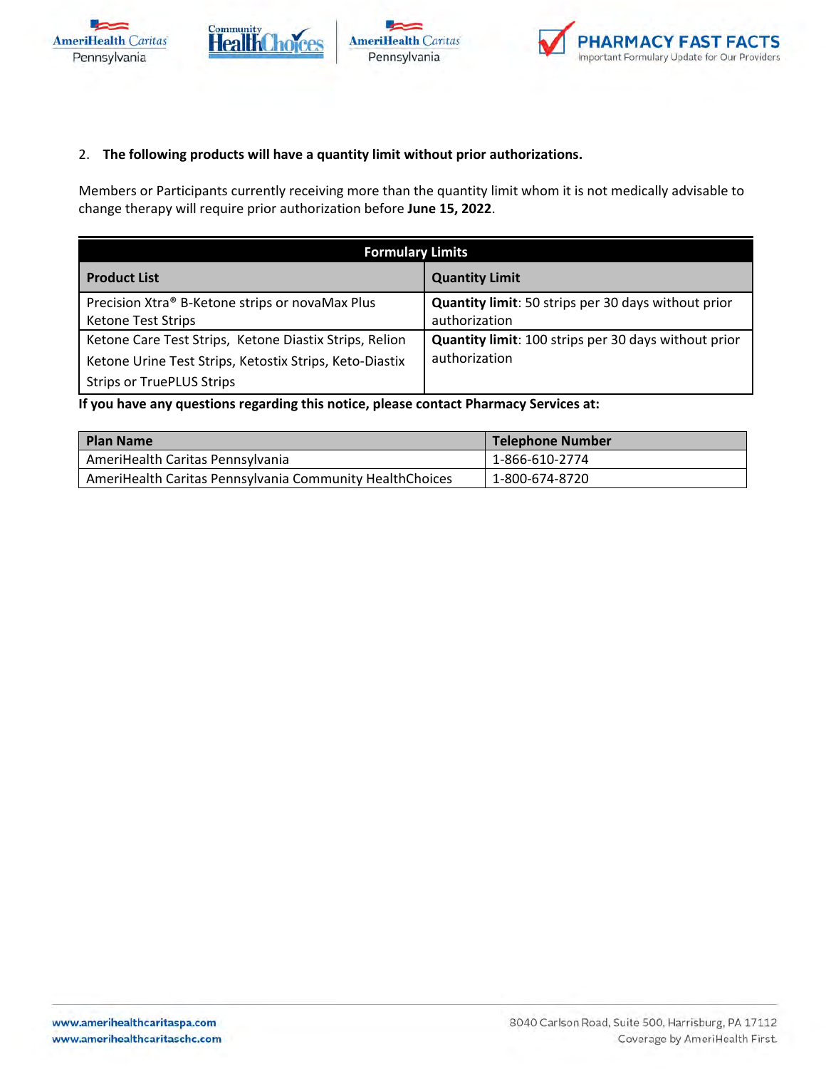2. **The following products will have a quantity limit without prior authorizations.**

Members or Participants currently receiving more than the quantity limit whom it is not medically advisable to change therapy will require prior authorization before **June 15, 2022**.

| Formulary Limits | |
|---|---|
| **Product List** | **Quantity Limit** |
| Precision Xtra® B-Ketone strips or novaMax Plus Ketone Test Strips | **Quantity limit**: 50 strips per 30 days without prior authorization |
| Ketone Care Test Strips, Ketone Diastix Strips, Relion Ketone Urine Test Strips, Ketostix Strips, Keto-Diastix Strips or TruePLUS Strips | **Quantity limit**: 100 strips per 30 days without prior authorization |

**If you have any questions regarding this notice, please contact Pharmacy Services at:**

| Plan Name | Telephone Number |
|---|---|
| AmeriHealth Caritas Pennsylvania | 1-866-610-2774 |
| AmeriHealth Caritas Pennsylvania Community HealthChoices | 1-800-674-8720 |